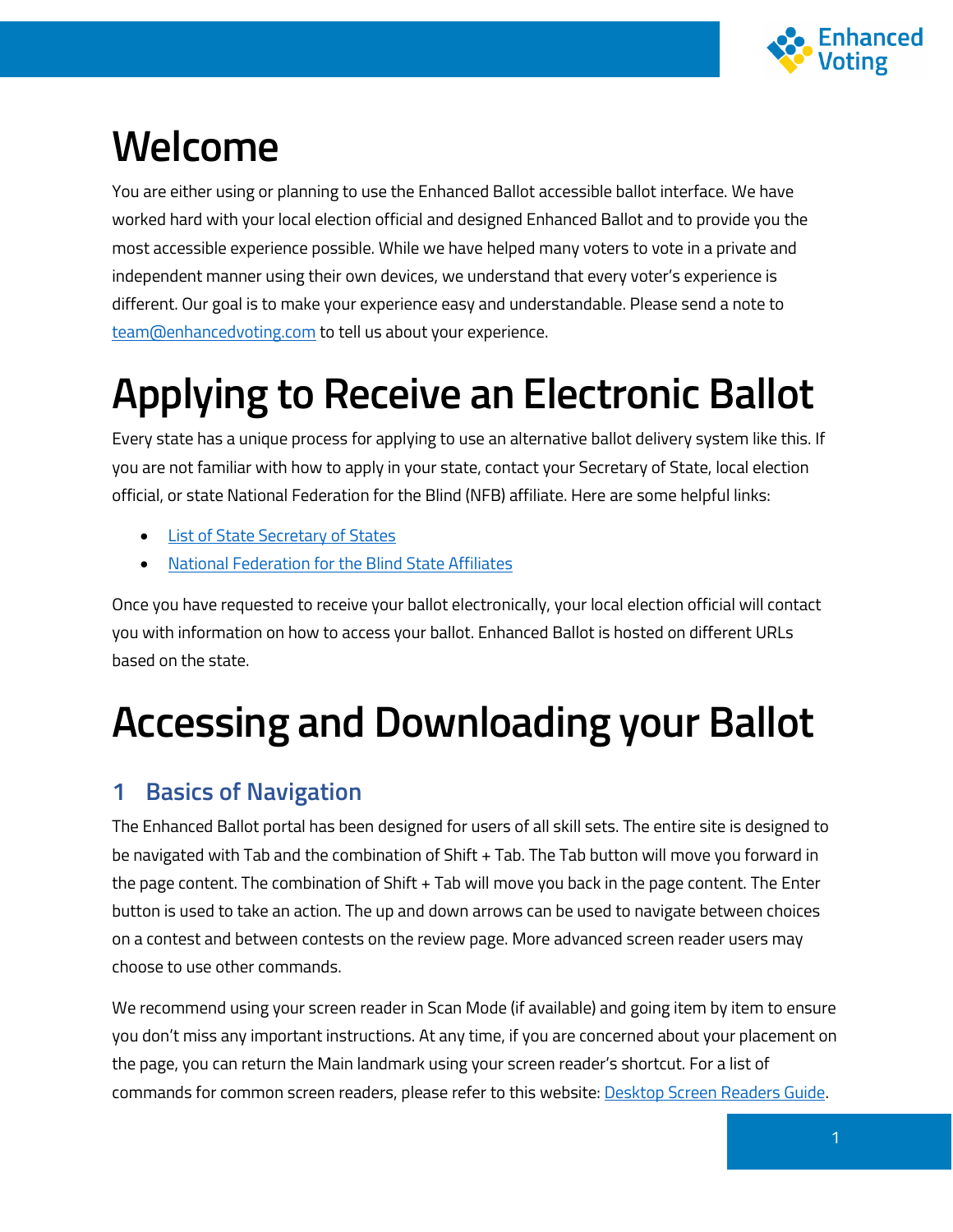# Welcome

You are either using or planning to use the Enhanced Ballot accessible ballot interface. We have worked hard with your local election official and designed Enhanced Ballot and to provide you the most accessible experience possible. While we have helped many voters to vote in a private and independent manner using their own devices, we understand that every voter's experience is different. Our goal is to make your experience easy and understandable. Please send a note to [team@enhancedvoting.com](mailto:team@enhancedvoting.com) to tell us about your experience.

# Applying to Receive an Electronic Ballot

Every state has a unique process for applying to use an alternative ballot delivery system like this. If you are not familiar with how to apply in your state, contact your Secretary of State, local election official, or state National Federation for the Blind (NFB) affiliate. Here are some helpful links:

- List of State Secretary of States
- National Federation for the Blind State Affiliates

Once you have requested to receive your ballot electronically, your local election official will contact you with information on how to access your ballot. Enhanced Ballot is hosted on different URLs based on the state.

# Accessing and Downloading your Ballot

## 1 Basics of Navigation

The Enhanced Ballot portal has been designed for users of all skill sets. The entire site is designed to be navigated with Tab and the combination of Shift + Tab. The Tab button will move you forward in the page content. The combination of Shift + Tab will move you back in the page content. The Enter button is used to take an action. The up and down arrows can be used to navigate between choices on a contest and between contests on the review page. More advanced screen reader users may choose to use other commands.

We recommend using your screen reader in Scan Mode (if available) and going item by item to ensure you don't miss any important instructions. At any time, if you are concerned about your placement on the page, you can return the Main landmark using your screen reader's shortcut. For a list of commands for common screen readers, please refer to this website: Desktop Screen Readers Guide.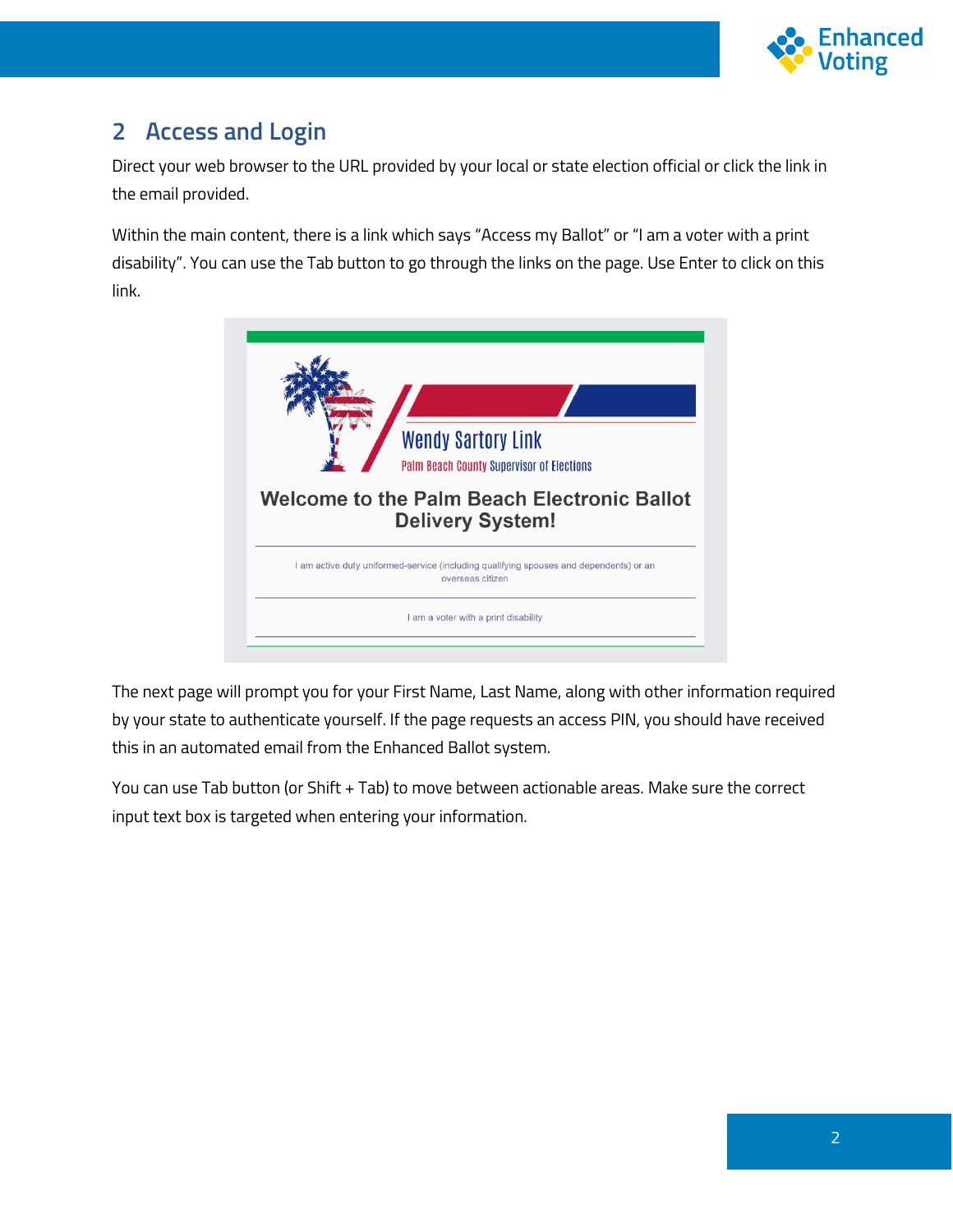## 2 Access and Login

Direct your web browser to the URL provided by your local or state election official or click the link in the email provided.

Within the main content, there is a link which says "Access my Ballot" or "I am a voter with a print disability". You can use the Tab button to go through the links on the page. Use Enter to click on this link.

The next page will prompt you for your First Name, Last Name, along with other information required by your state to authenticate yourself. If the page requests an access PIN, you should have received this in an automated email from the Enhanced Ballot system.

You can use Tab button (or Shift + Tab) to move between actionable areas. Make sure the correct input text box is targeted when entering your information.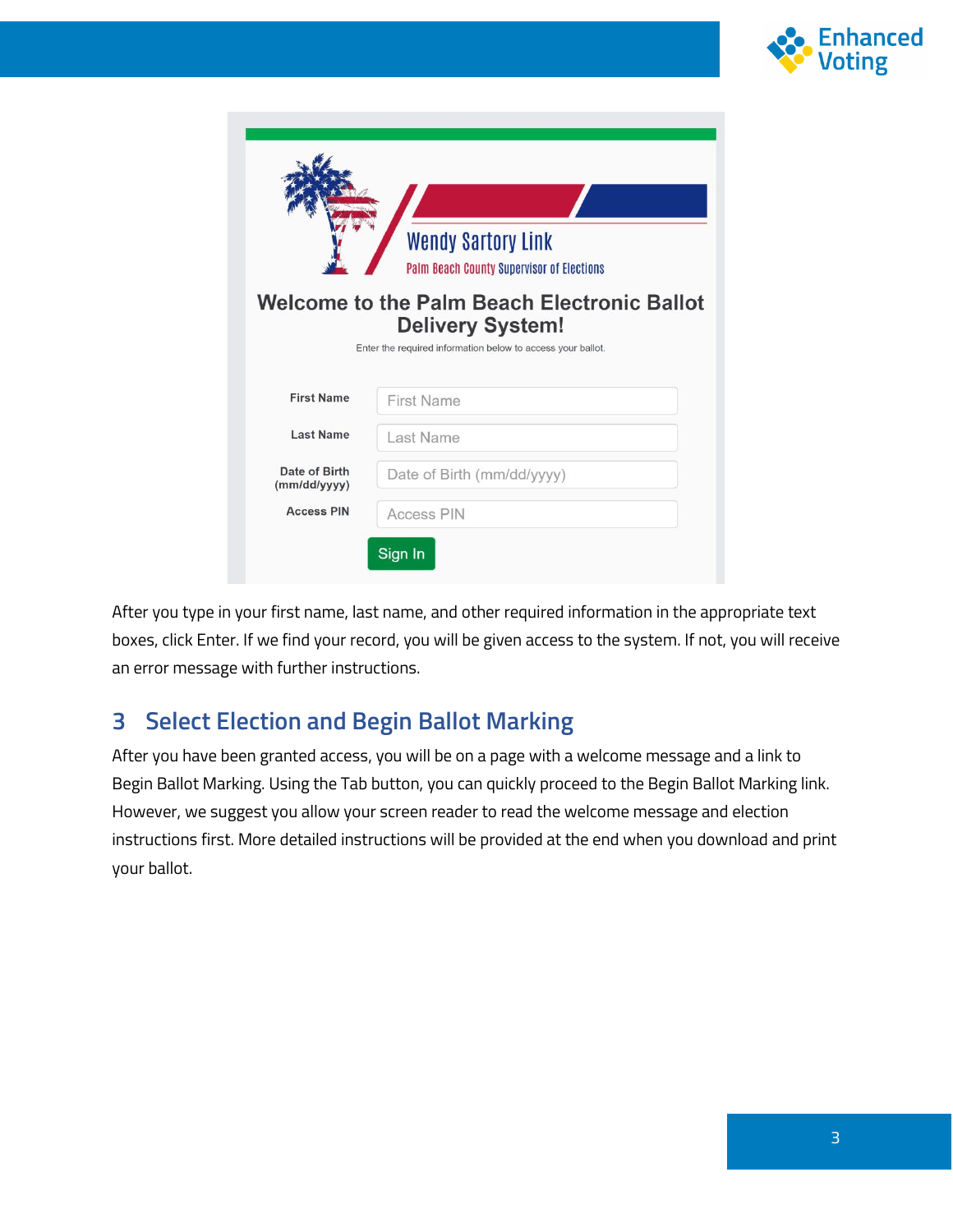After you type in your first name, last name, and other required information in the appropriate text boxes, click Enter. If we find your record, you will be given access to the system. If not, you will receive an error message with further instructions.

## 3 Select Election and Begin Ballot Marking

After you have been granted access, you will be on a page with a welcome message and a link to Begin Ballot Marking. Using the Tab button, you can quickly proceed to the Begin Ballot Marking link. However, we suggest you allow your screen reader to read the welcome message and election instructions first. More detailed instructions will be provided at the end when you download and print your ballot.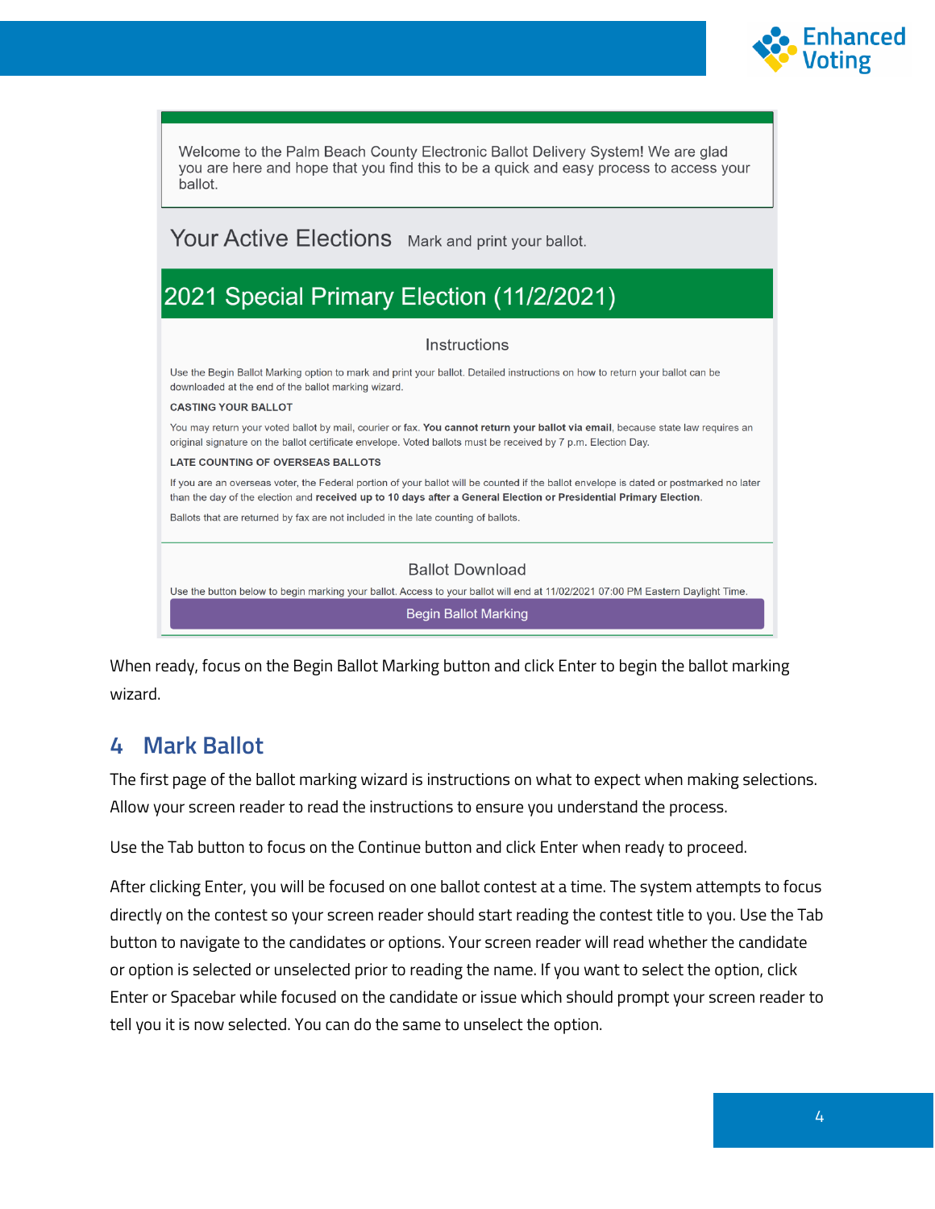Welcome to the Palm Beach County Electronic Ballot Delivery System! We are glad you are here and hope that you find this to be a quick and easy process to access your ballot.

Your Active Elections Mark and print your ballot.

2021 Special Primary Election (11/2/2021)

Instructions

Use the Begin Ballot Marking option to mark and print your ballot. Detailed instructions on how to return your ballot can be downloaded at the end of the ballot marking wizard.

CASTING YOUR BALLOT

You may return your voted ballot by mail, courier or fax. **You cannot return your ballot via email**, because state law requires an original signature on the ballot certificate envelope. Voted ballots must be received by 7 p.m. Election Day.

LATE COUNTING OF OVERSEAS BALLOTS

If you are an overseas voter, the Federal portion of your ballot will be counted if the ballot envelope is dated or postmarked no later than the day of the election and **received up to 10 days after a General Election or Presidential Primary Election.**

Ballots that are returned by fax are not included in the late counting of ballots.

Ballot Download

Use the button below to begin marking your ballot. Access to your ballot will end at 11/02/2021 07:00 PM Eastern Daylight Time.

Begin Ballot Marking

When ready, focus on the Begin Ballot Marking button and click Enter to begin the ballot marking wizard.

## 4 Mark Ballot

The first page of the ballot marking wizard is instructions on what to expect when making selections. Allow your screen reader to read the instructions to ensure you understand the process.

Use the Tab button to focus on the Continue button and click Enter when ready to proceed.

After clicking Enter, you will be focused on one ballot contest at a time. The system attempts to focus directly on the contest so your screen reader should start reading the contest title to you. Use the Tab button to navigate to the candidates or options. Your screen reader will read whether the candidate or option is selected or unselected prior to reading the name. If you want to select the option, click Enter or Spacebar while focused on the candidate or issue which should prompt your screen reader to tell you it is now selected. You can do the same to unselect the option.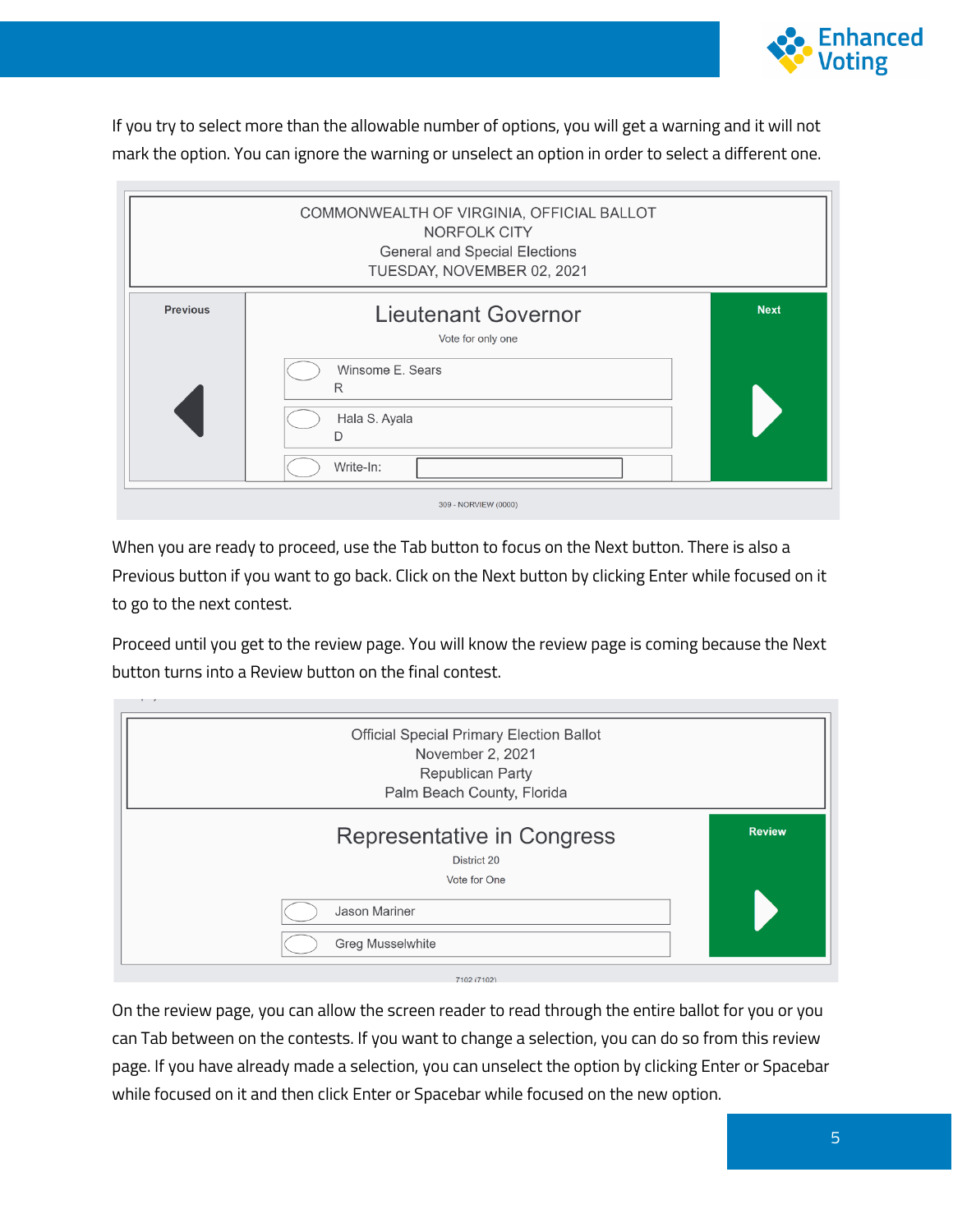If you try to select more than the allowable number of options, you will get a warning and it will not mark the option. You can ignore the warning or unselect an option in order to select a different one.

COMMONWEALTH OF VIRGINIA, OFFICIAL BALLOT
NORFOLK CITY
General and Special Elections
TUESDAY, NOVEMBER 02, 2021

Previous

Lieutenant Governor

Vote for only one

Winsome E. Sears
R

Hala S. Ayala
D

Write-In:

Next

309 - NORVIEW (0000)

When you are ready to proceed, use the Tab button to focus on the Next button. There is also a Previous button if you want to go back. Click on the Next button by clicking Enter while focused on it to go to the next contest.

Proceed until you get to the review page. You will know the review page is coming because the Next button turns into a Review button on the final contest.

Official Special Primary Election Ballot
November 2, 2021
Republican Party
Palm Beach County, Florida

Representative in Congress

District 20

Vote for One

Jason Mariner

Greg Musselwhite

Review

7102 (7102)

On the review page, you can allow the screen reader to read through the entire ballot for you or you can Tab between on the contests. If you want to change a selection, you can do so from this review page. If you have already made a selection, you can unselect the option by clicking Enter or Spacebar while focused on it and then click Enter or Spacebar while focused on the new option.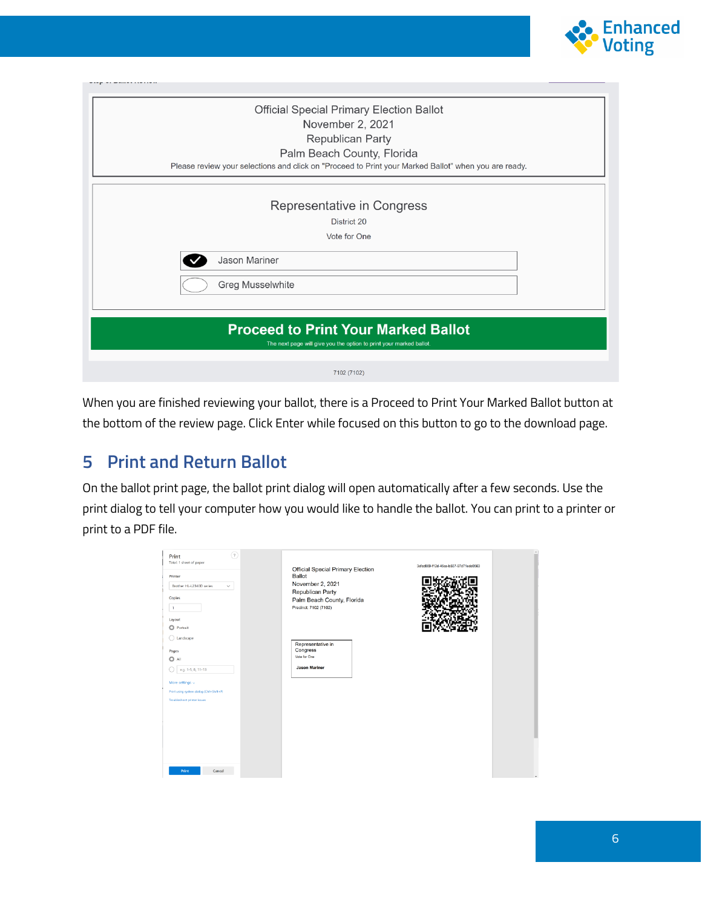When you are finished reviewing your ballot, there is a Proceed to Print Your Marked Ballot button at the bottom of the review page. Click Enter while focused on this button to go to the download page.

## 5 Print and Return Ballot

On the ballot print page, the ballot print dialog will open automatically after a few seconds. Use the print dialog to tell your computer how you would like to handle the ballot. You can print to a printer or print to a PDF file.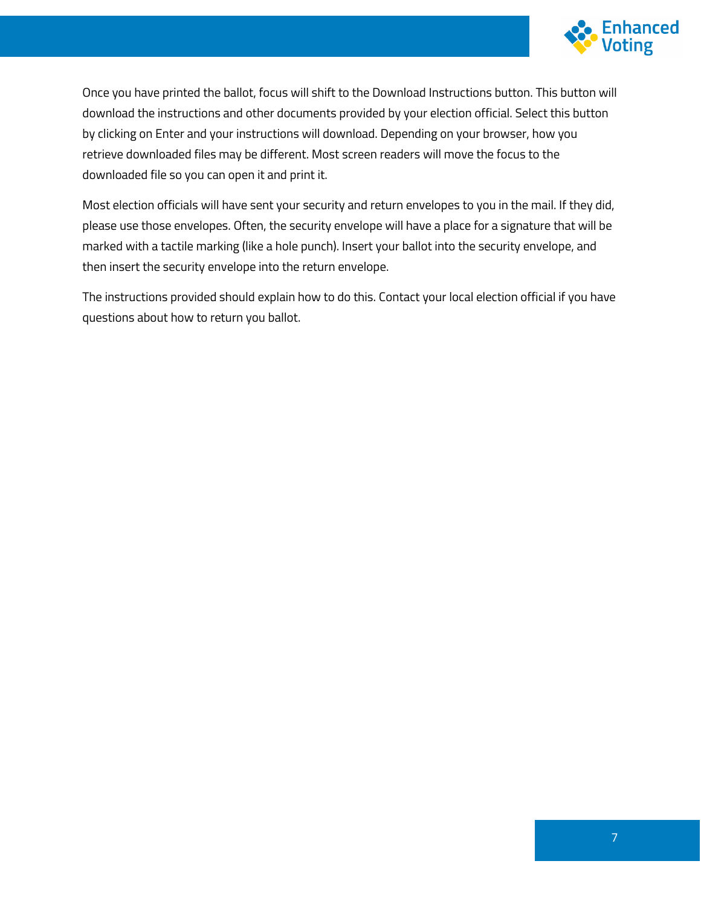Once you have printed the ballot, focus will shift to the Download Instructions button. This button will download the instructions and other documents provided by your election official. Select this button by clicking on Enter and your instructions will download. Depending on your browser, how you retrieve downloaded files may be different. Most screen readers will move the focus to the downloaded file so you can open it and print it.

Most election officials will have sent your security and return envelopes to you in the mail. If they did, please use those envelopes. Often, the security envelope will have a place for a signature that will be marked with a tactile marking (like a hole punch). Insert your ballot into the security envelope, and then insert the security envelope into the return envelope.

The instructions provided should explain how to do this. Contact your local election official if you have questions about how to return you ballot.